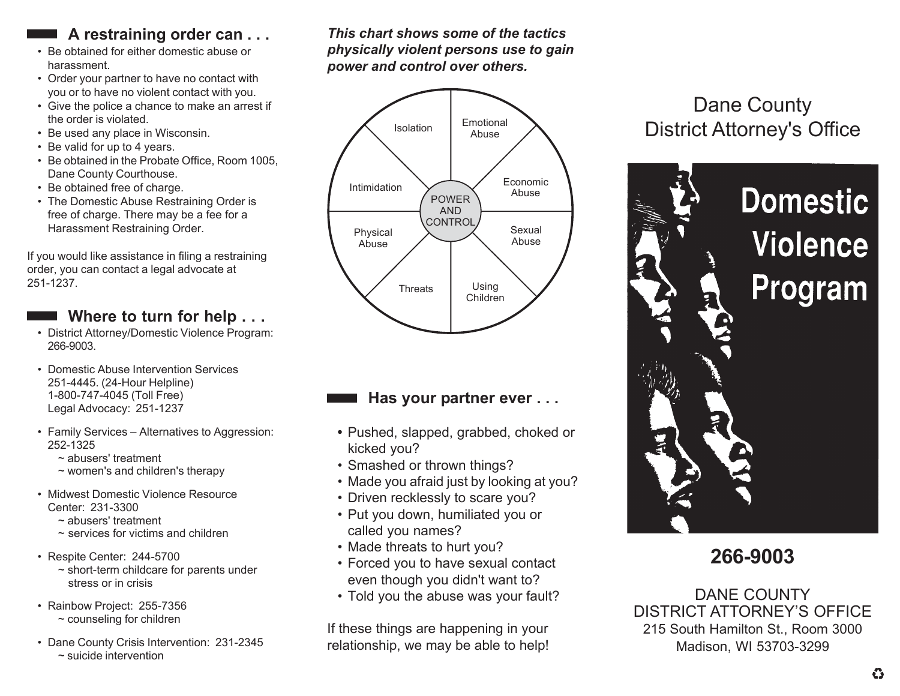## A restraining order can . . .

- Be obtained for either domestic abuse or harassment.
- Order your partner to have no contact with you or to have no violent contact with you.
- Give the police a chance to make an arrest if the order is violated.
- Be used any place in Wisconsin.
- Be valid for up to 4 years.
- Be obtained in the Probate Office, Room 1005, Dane County Courthouse.
- Be obtained free of charge.
- The Domestic Abuse Restraining Order is free of charge. There may be a fee for a Harassment Restraining Order.

If you would like assistance in filing a restraining order, you can contact a legal advocate at 251-1237.

## Where to turn for help . . .

- District Attorney/Domestic Violence Program: 266-9003.
- Domestic Abuse Intervention Services 251-4445. (24-Hour Helpline) 1-800-747-4045 (Toll Free) Legal Advocacy: 251-1237
- Family Services – Alternatives to Aggression: 252-1325
  - ~ abusers' treatment
  - ~ women's and children's therapy
- Midwest Domestic Violence Resource Center: 231-3300
  - ~ abusers' treatment
  - ~ services for victims and children
- Respite Center: 244-5700
  - ~ short-term childcare for parents under stress or in crisis
- Rainbow Project: 255-7356
  - ~ counseling for children
- Dane County Crisis Intervention: 231-2345
  - ~ suicide intervention

***This chart shows some of the tactics physically violent persons use to gain power and control over others.***

POWER AND CONTROL

- Isolation
- Emotional Abuse
- Economic Abuse
- Sexual Abuse
- Using Children
- Threats
- Physical Abuse
- Intimidation

## Has your partner ever . . .

- Pushed, slapped, grabbed, choked or kicked you?
- Smashed or thrown things?
- Made you afraid just by looking at you?
- Driven recklessly to scare you?
- Put you down, humiliated you or called you names?
- Made threats to hurt you?
- Forced you to have sexual contact even though you didn't want to?
- Told you the abuse was your fault?

If these things are happening in your relationship, we may be able to help!

# Dane County District Attorney's Office

# Domestic Violence Program

**266-9003**

DANE COUNTY
DISTRICT ATTORNEY'S OFFICE
215 South Hamilton St., Room 3000
Madison, WI 53703-3299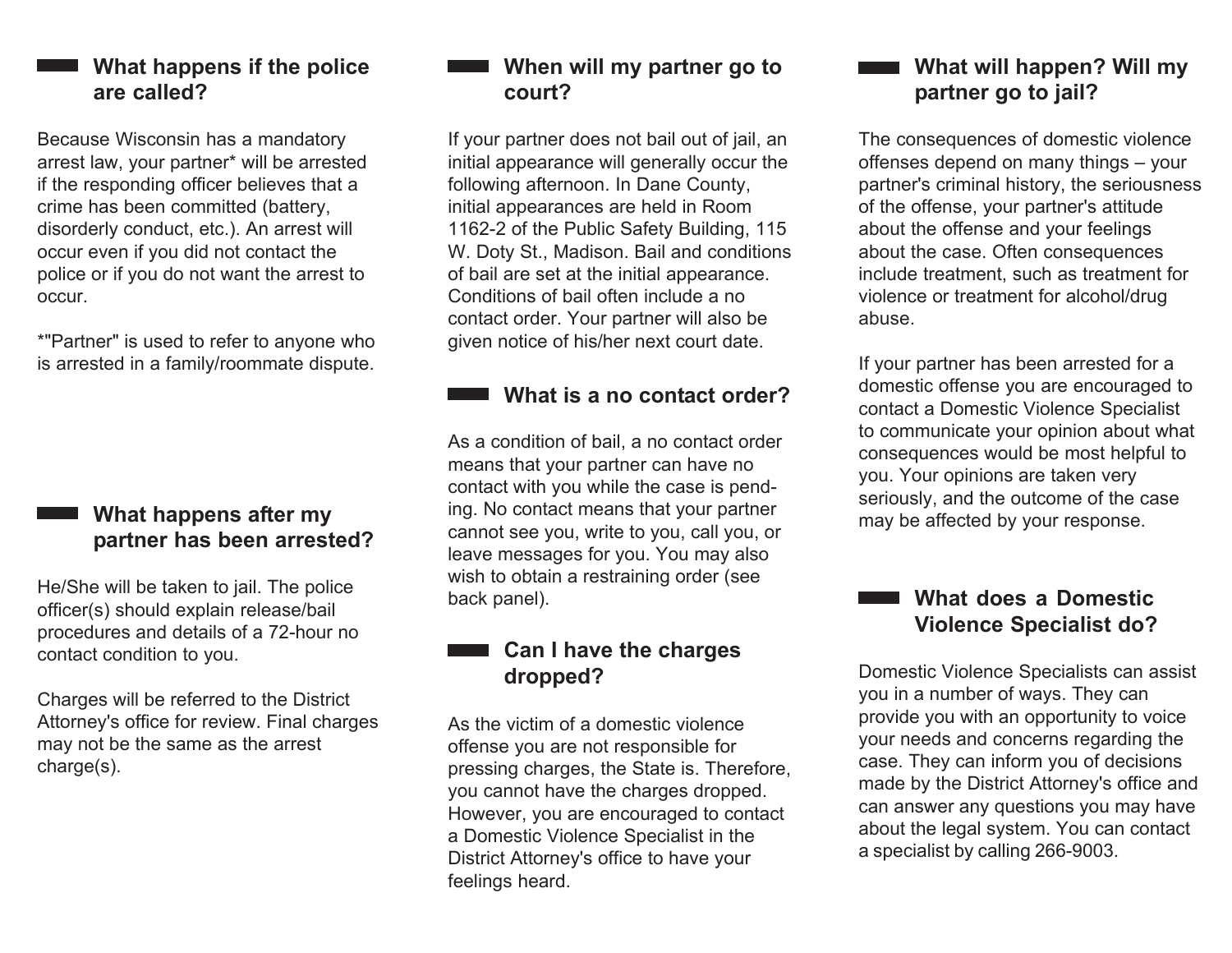## What happens if the police are called?

Because Wisconsin has a mandatory arrest law, your partner* will be arrested if the responding officer believes that a crime has been committed (battery, disorderly conduct, etc.). An arrest will occur even if you did not contact the police or if you do not want the arrest to occur.

*"Partner" is used to refer to anyone who is arrested in a family/roommate dispute.

## What happens after my partner has been arrested?

He/She will be taken to jail. The police officer(s) should explain release/bail procedures and details of a 72-hour no contact condition to you.

Charges will be referred to the District Attorney's office for review. Final charges may not be the same as the arrest charge(s).

## When will my partner go to court?

If your partner does not bail out of jail, an initial appearance will generally occur the following afternoon. In Dane County, initial appearances are held in Room 1162-2 of the Public Safety Building, 115 W. Doty St., Madison. Bail and conditions of bail are set at the initial appearance. Conditions of bail often include a no contact order. Your partner will also be given notice of his/her next court date.

## What is a no contact order?

As a condition of bail, a no contact order means that your partner can have no contact with you while the case is pending. No contact means that your partner cannot see you, write to you, call you, or leave messages for you. You may also wish to obtain a restraining order (see back panel).

## Can I have the charges dropped?

As the victim of a domestic violence offense you are not responsible for pressing charges, the State is. Therefore, you cannot have the charges dropped. However, you are encouraged to contact a Domestic Violence Specialist in the District Attorney's office to have your feelings heard.

## What will happen? Will my partner go to jail?

The consequences of domestic violence offenses depend on many things – your partner's criminal history, the seriousness of the offense, your partner's attitude about the offense and your feelings about the case. Often consequences include treatment, such as treatment for violence or treatment for alcohol/drug abuse.

If your partner has been arrested for a domestic offense you are encouraged to contact a Domestic Violence Specialist to communicate your opinion about what consequences would be most helpful to you. Your opinions are taken very seriously, and the outcome of the case may be affected by your response.

## What does a Domestic Violence Specialist do?

Domestic Violence Specialists can assist you in a number of ways. They can provide you with an opportunity to voice your needs and concerns regarding the case. They can inform you of decisions made by the District Attorney's office and can answer any questions you may have about the legal system. You can contact a specialist by calling 266-9003.